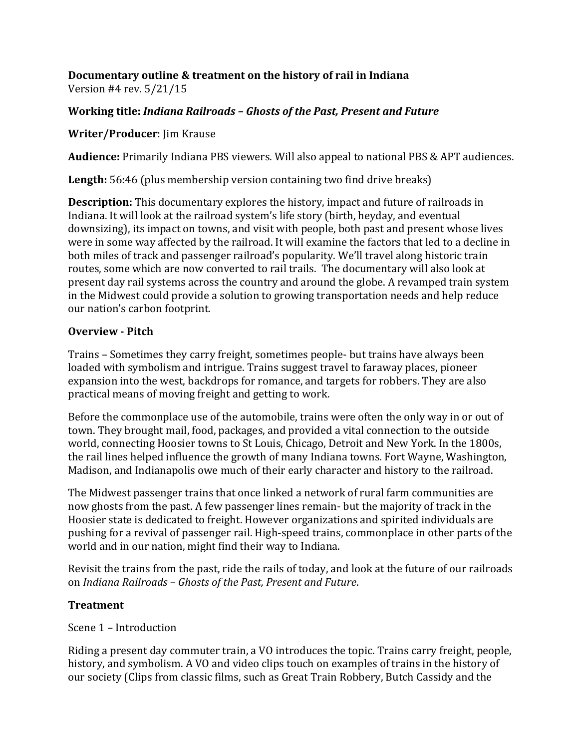**Documentary outline & treatment on the history of rail in Indiana**
Version #4 rev. 5/21/15

**Working title:** ***Indiana Railroads – Ghosts of the Past, Present and Future***

**Writer/Producer**: Jim Krause

**Audience:** Primarily Indiana PBS viewers. Will also appeal to national PBS & APT audiences.

**Length:** 56:46 (plus membership version containing two find drive breaks)

**Description:** This documentary explores the history, impact and future of railroads in Indiana. It will look at the railroad system's life story (birth, heyday, and eventual downsizing), its impact on towns, and visit with people, both past and present whose lives were in some way affected by the railroad. It will examine the factors that led to a decline in both miles of track and passenger railroad's popularity. We'll travel along historic train routes, some which are now converted to rail trails. The documentary will also look at present day rail systems across the country and around the globe. A revamped train system in the Midwest could provide a solution to growing transportation needs and help reduce our nation's carbon footprint.

## Overview - Pitch

Trains – Sometimes they carry freight, sometimes people- but trains have always been loaded with symbolism and intrigue. Trains suggest travel to faraway places, pioneer expansion into the west, backdrops for romance, and targets for robbers. They are also practical means of moving freight and getting to work.

Before the commonplace use of the automobile, trains were often the only way in or out of town. They brought mail, food, packages, and provided a vital connection to the outside world, connecting Hoosier towns to St Louis, Chicago, Detroit and New York. In the 1800s, the rail lines helped influence the growth of many Indiana towns. Fort Wayne, Washington, Madison, and Indianapolis owe much of their early character and history to the railroad.

The Midwest passenger trains that once linked a network of rural farm communities are now ghosts from the past. A few passenger lines remain- but the majority of track in the Hoosier state is dedicated to freight. However organizations and spirited individuals are pushing for a revival of passenger rail. High-speed trains, commonplace in other parts of the world and in our nation, might find their way to Indiana.

Revisit the trains from the past, ride the rails of today, and look at the future of our railroads on *Indiana Railroads – Ghosts of the Past, Present and Future*.

## Treatment

Scene 1 – Introduction

Riding a present day commuter train, a VO introduces the topic. Trains carry freight, people, history, and symbolism. A VO and video clips touch on examples of trains in the history of our society (Clips from classic films, such as Great Train Robbery, Butch Cassidy and the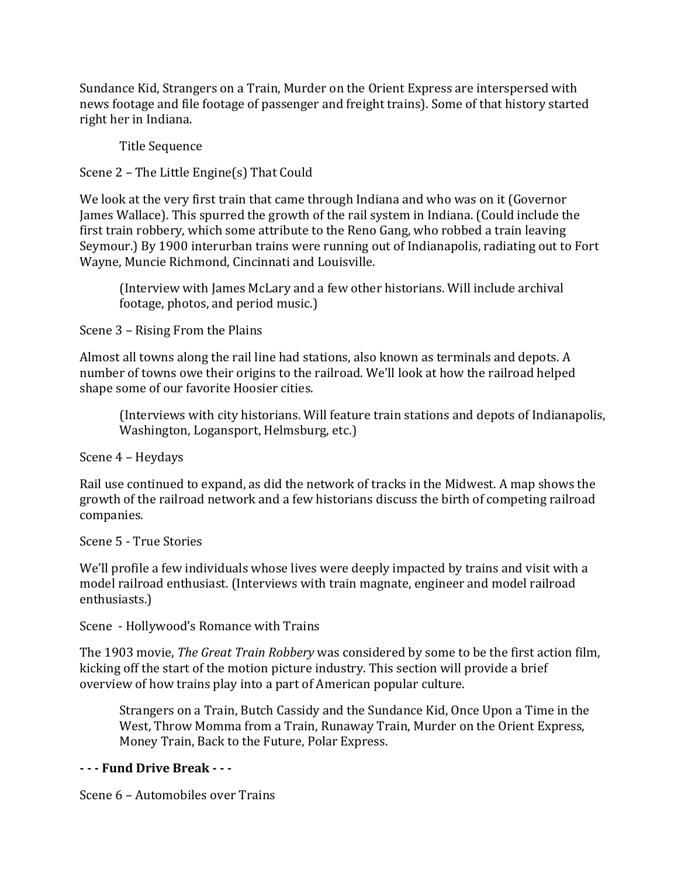Sundance Kid, Strangers on a Train, Murder on the Orient Express are interspersed with news footage and file footage of passenger and freight trains). Some of that history started right her in Indiana.

Title Sequence

Scene 2 – The Little Engine(s) That Could

We look at the very first train that came through Indiana and who was on it (Governor James Wallace). This spurred the growth of the rail system in Indiana. (Could include the first train robbery, which some attribute to the Reno Gang, who robbed a train leaving Seymour.) By 1900 interurban trains were running out of Indianapolis, radiating out to Fort Wayne, Muncie Richmond, Cincinnati and Louisville.

(Interview with James McLary and a few other historians. Will include archival footage, photos, and period music.)

Scene 3 – Rising From the Plains

Almost all towns along the rail line had stations, also known as terminals and depots. A number of towns owe their origins to the railroad. We'll look at how the railroad helped shape some of our favorite Hoosier cities.

(Interviews with city historians. Will feature train stations and depots of Indianapolis, Washington, Logansport, Helmsburg, etc.)

Scene 4 – Heydays

Rail use continued to expand, as did the network of tracks in the Midwest. A map shows the growth of the railroad network and a few historians discuss the birth of competing railroad companies.

Scene 5 - True Stories

We'll profile a few individuals whose lives were deeply impacted by trains and visit with a model railroad enthusiast. (Interviews with train magnate, engineer and model railroad enthusiasts.)

Scene - Hollywood's Romance with Trains

The 1903 movie, *The Great Train Robbery* was considered by some to be the first action film, kicking off the start of the motion picture industry. This section will provide a brief overview of how trains play into a part of American popular culture.

Strangers on a Train, Butch Cassidy and the Sundance Kid, Once Upon a Time in the West, Throw Momma from a Train, Runaway Train, Murder on the Orient Express, Money Train, Back to the Future, Polar Express.

**- - - Fund Drive Break - - -**

Scene 6 – Automobiles over Trains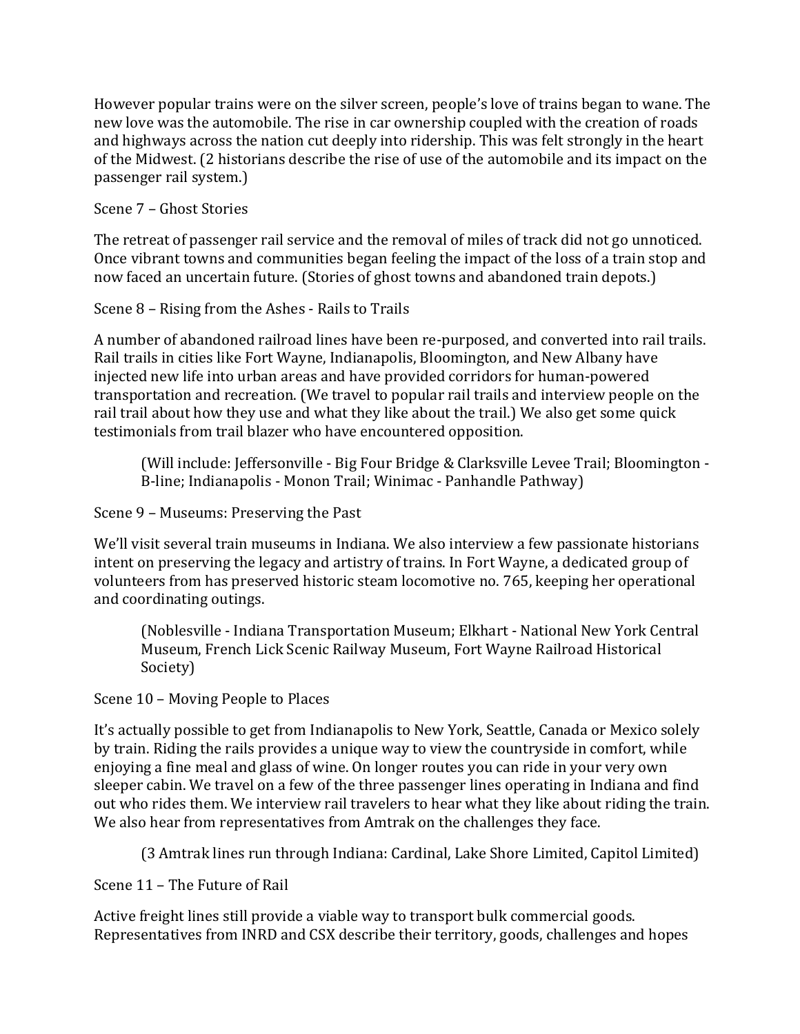However popular trains were on the silver screen, people's love of trains began to wane. The new love was the automobile. The rise in car ownership coupled with the creation of roads and highways across the nation cut deeply into ridership. This was felt strongly in the heart of the Midwest. (2 historians describe the rise of use of the automobile and its impact on the passenger rail system.)

Scene 7 – Ghost Stories

The retreat of passenger rail service and the removal of miles of track did not go unnoticed. Once vibrant towns and communities began feeling the impact of the loss of a train stop and now faced an uncertain future. (Stories of ghost towns and abandoned train depots.)

Scene 8 – Rising from the Ashes - Rails to Trails

A number of abandoned railroad lines have been re-purposed, and converted into rail trails. Rail trails in cities like Fort Wayne, Indianapolis, Bloomington, and New Albany have injected new life into urban areas and have provided corridors for human-powered transportation and recreation. (We travel to popular rail trails and interview people on the rail trail about how they use and what they like about the trail.) We also get some quick testimonials from trail blazer who have encountered opposition.

> (Will include: Jeffersonville - Big Four Bridge & Clarksville Levee Trail; Bloomington - B-line; Indianapolis - Monon Trail; Winimac - Panhandle Pathway)

Scene 9 – Museums: Preserving the Past

We'll visit several train museums in Indiana. We also interview a few passionate historians intent on preserving the legacy and artistry of trains. In Fort Wayne, a dedicated group of volunteers from has preserved historic steam locomotive no. 765, keeping her operational and coordinating outings.

> (Noblesville - Indiana Transportation Museum; Elkhart - National New York Central Museum, French Lick Scenic Railway Museum, Fort Wayne Railroad Historical Society)

Scene 10 – Moving People to Places

It's actually possible to get from Indianapolis to New York, Seattle, Canada or Mexico solely by train. Riding the rails provides a unique way to view the countryside in comfort, while enjoying a fine meal and glass of wine. On longer routes you can ride in your very own sleeper cabin. We travel on a few of the three passenger lines operating in Indiana and find out who rides them. We interview rail travelers to hear what they like about riding the train. We also hear from representatives from Amtrak on the challenges they face.

> (3 Amtrak lines run through Indiana: Cardinal, Lake Shore Limited, Capitol Limited)

Scene 11 – The Future of Rail

Active freight lines still provide a viable way to transport bulk commercial goods. Representatives from INRD and CSX describe their territory, goods, challenges and hopes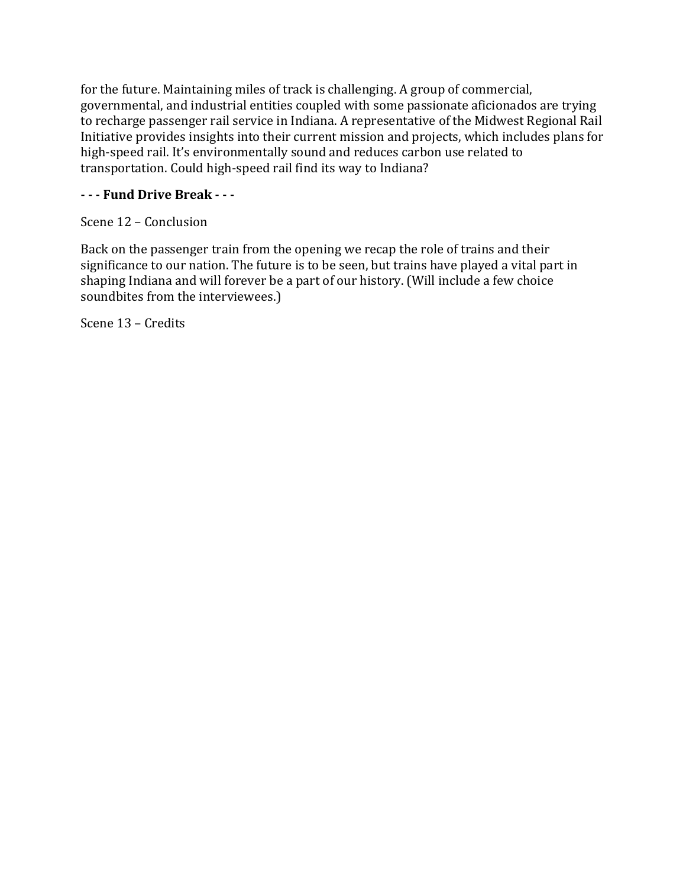for the future. Maintaining miles of track is challenging. A group of commercial, governmental, and industrial entities coupled with some passionate aficionados are trying to recharge passenger rail service in Indiana. A representative of the Midwest Regional Rail Initiative provides insights into their current mission and projects, which includes plans for high-speed rail. It's environmentally sound and reduces carbon use related to transportation. Could high-speed rail find its way to Indiana?

**- - - Fund Drive Break - - -**

Scene 12 – Conclusion

Back on the passenger train from the opening we recap the role of trains and their significance to our nation. The future is to be seen, but trains have played a vital part in shaping Indiana and will forever be a part of our history. (Will include a few choice soundbites from the interviewees.)

Scene 13 – Credits